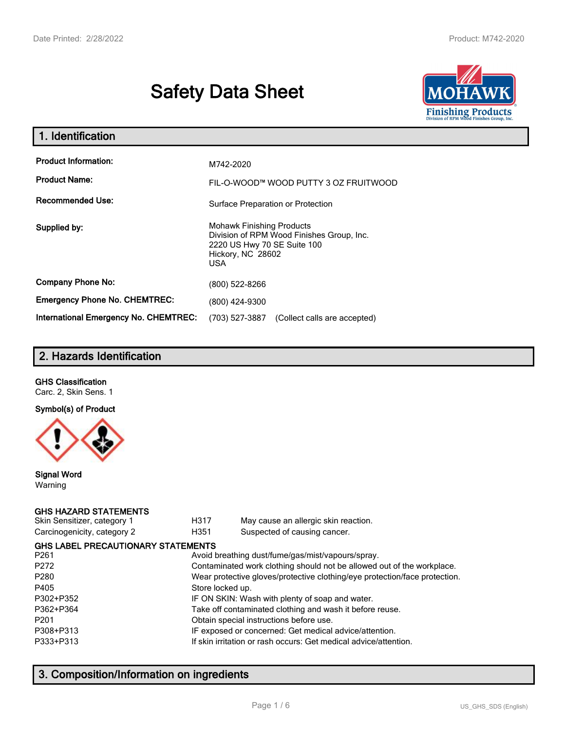# Safety Data Sheet

## 1. Identification

| | |
|---|---|
| **Product Information:** | M742-2020 |
| **Product Name:** | FIL-O-WOOD™ WOOD PUTTY 3 OZ FRUITWOOD |
| **Recommended Use:** | Surface Preparation or Protection |
| **Supplied by:** | Mohawk Finishing Products<br>Division of RPM Wood Finishes Group, Inc.<br>2220 US Hwy 70 SE Suite 100<br>Hickory, NC 28602<br>USA |
| **Company Phone No:** | (800) 522-8266 |
| **Emergency Phone No. CHEMTREC:** | (800) 424-9300 |
| **International Emergency No. CHEMTREC:** | (703) 527-3887 (Collect calls are accepted) |

## 2. Hazards Identification

**GHS Classification**

Carc. 2, Skin Sens. 1

**Symbol(s) of Product**

**Signal Word**

Warning

**GHS HAZARD STATEMENTS**

| | | |
|---|---|---|
| Skin Sensitizer, category 1 | H317 | May cause an allergic skin reaction. |
| Carcinogenicity, category 2 | H351 | Suspected of causing cancer. |

**GHS LABEL PRECAUTIONARY STATEMENTS**

| | |
|---|---|
| P261 | Avoid breathing dust/fume/gas/mist/vapours/spray. |
| P272 | Contaminated work clothing should not be allowed out of the workplace. |
| P280 | Wear protective gloves/protective clothing/eye protection/face protection. |
| P405 | Store locked up. |
| P302+P352 | IF ON SKIN: Wash with plenty of soap and water. |
| P362+P364 | Take off contaminated clothing and wash it before reuse. |
| P201 | Obtain special instructions before use. |
| P308+P313 | IF exposed or concerned: Get medical advice/attention. |
| P333+P313 | If skin irritation or rash occurs: Get medical advice/attention. |

## 3. Composition/Information on ingredients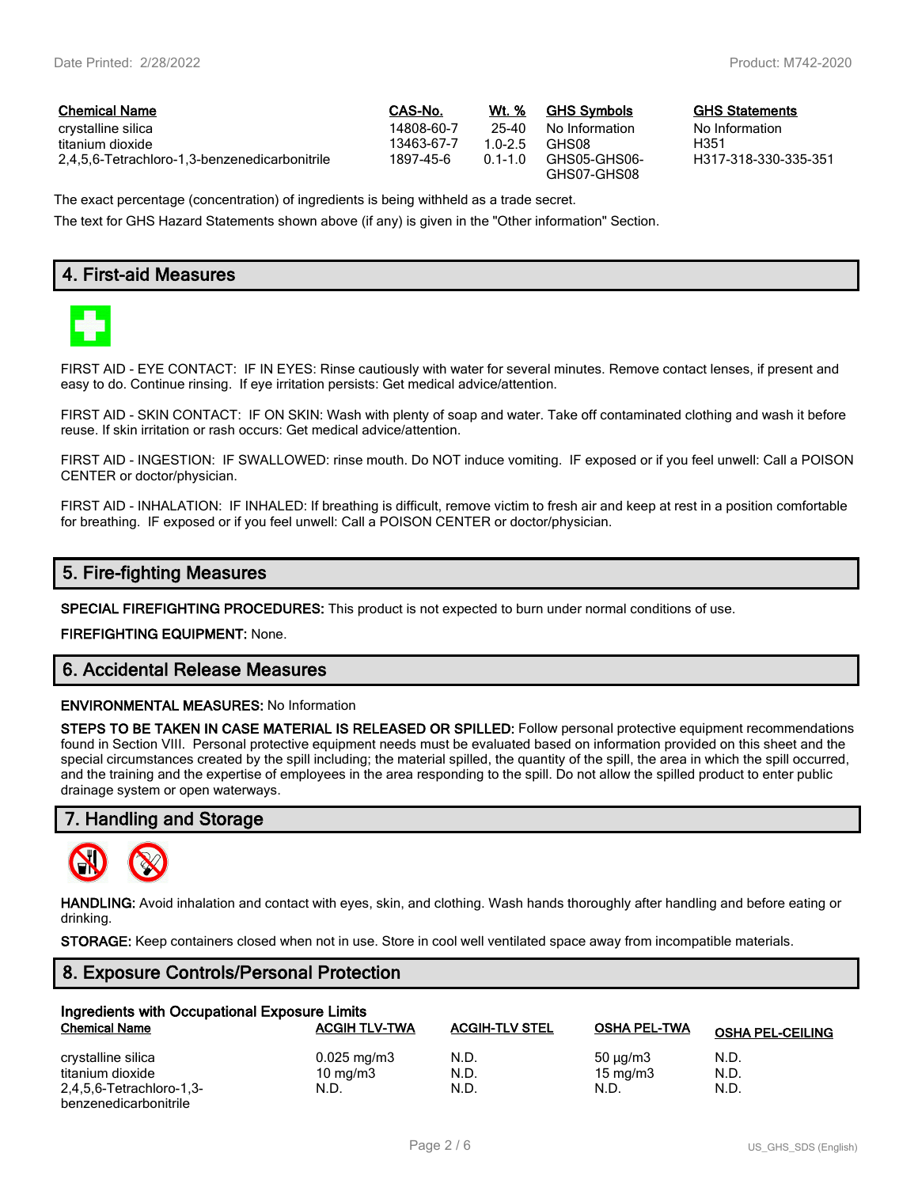| Chemical Name | CAS-No. | Wt. % | GHS Symbols | GHS Statements |
|---|---|---|---|---|
| crystalline silica | 14808-60-7 | 25-40 | No Information | No Information |
| titanium dioxide | 13463-67-7 | 1.0-2.5 | GHS08 | H351 |
| 2,4,5,6-Tetrachloro-1,3-benzenedicarbonitrile | 1897-45-6 | 0.1-1.0 | GHS05-GHS06-GHS07-GHS08 | H317-318-330-335-351 |

The exact percentage (concentration) of ingredients is being withheld as a trade secret.

The text for GHS Hazard Statements shown above (if any) is given in the "Other information" Section.

## 4. First-aid Measures

FIRST AID - EYE CONTACT: IF IN EYES: Rinse cautiously with water for several minutes. Remove contact lenses, if present and easy to do. Continue rinsing. If eye irritation persists: Get medical advice/attention.

FIRST AID - SKIN CONTACT: IF ON SKIN: Wash with plenty of soap and water. Take off contaminated clothing and wash it before reuse. If skin irritation or rash occurs: Get medical advice/attention.

FIRST AID - INGESTION: IF SWALLOWED: rinse mouth. Do NOT induce vomiting. IF exposed or if you feel unwell: Call a POISON CENTER or doctor/physician.

FIRST AID - INHALATION: IF INHALED: If breathing is difficult, remove victim to fresh air and keep at rest in a position comfortable for breathing. IF exposed or if you feel unwell: Call a POISON CENTER or doctor/physician.

## 5. Fire-fighting Measures

**SPECIAL FIREFIGHTING PROCEDURES:** This product is not expected to burn under normal conditions of use.

**FIREFIGHTING EQUIPMENT:** None.

## 6. Accidental Release Measures

**ENVIRONMENTAL MEASURES:** No Information

**STEPS TO BE TAKEN IN CASE MATERIAL IS RELEASED OR SPILLED:** Follow personal protective equipment recommendations found in Section VIII. Personal protective equipment needs must be evaluated based on information provided on this sheet and the special circumstances created by the spill including; the material spilled, the quantity of the spill, the area in which the spill occurred, and the training and the expertise of employees in the area responding to the spill. Do not allow the spilled product to enter public drainage system or open waterways.

## 7. Handling and Storage

**HANDLING:** Avoid inhalation and contact with eyes, skin, and clothing. Wash hands thoroughly after handling and before eating or drinking.

**STORAGE:** Keep containers closed when not in use. Store in cool well ventilated space away from incompatible materials.

## 8. Exposure Controls/Personal Protection

**Ingredients with Occupational Exposure Limits**

| Chemical Name | ACGIH TLV-TWA | ACGIH-TLV STEL | OSHA PEL-TWA | OSHA PEL-CEILING |
|---|---|---|---|---|
| crystalline silica | 0.025 mg/m3 | N.D. | 50 µg/m3 | N.D. |
| titanium dioxide | 10 mg/m3 | N.D. | 15 mg/m3 | N.D. |
| 2,4,5,6-Tetrachloro-1,3-benzenedicarbonitrile | N.D. | N.D. | N.D. | N.D. |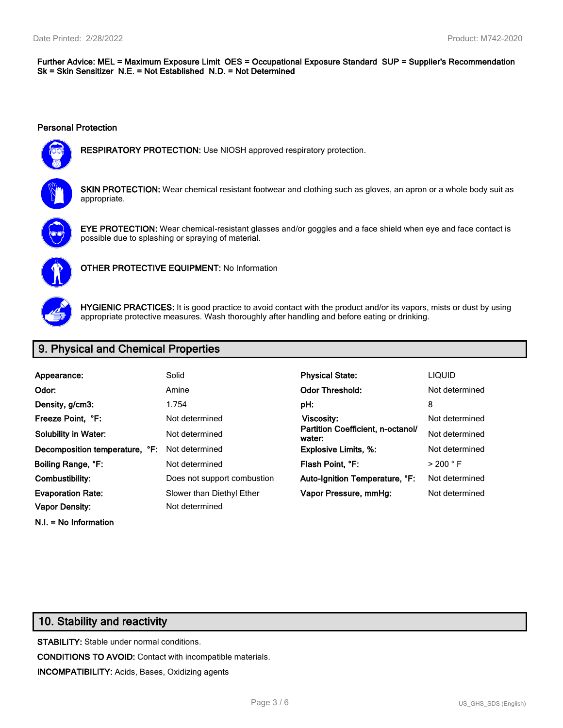**Further Advice: MEL = Maximum Exposure Limit OES = Occupational Exposure Standard SUP = Supplier's Recommendation Sk = Skin Sensitizer N.E. = Not Established N.D. = Not Determined**

### Personal Protection

**RESPIRATORY PROTECTION:** Use NIOSH approved respiratory protection.

**SKIN PROTECTION:** Wear chemical resistant footwear and clothing such as gloves, an apron or a whole body suit as appropriate.

**EYE PROTECTION:** Wear chemical-resistant glasses and/or goggles and a face shield when eye and face contact is possible due to splashing or spraying of material.

**OTHER PROTECTIVE EQUIPMENT:** No Information

**HYGIENIC PRACTICES:** It is good practice to avoid contact with the product and/or its vapors, mists or dust by using appropriate protective measures. Wash thoroughly after handling and before eating or drinking.

## 9. Physical and Chemical Properties

| | | | |
|---|---|---|---|
| **Appearance:** | Solid | **Physical State:** | LIQUID |
| **Odor:** | Amine | **Odor Threshold:** | Not determined |
| **Density, g/cm3:** | 1.754 | **pH:** | 8 |
| **Freeze Point, °F:** | Not determined | **Viscosity:** | Not determined |
| **Solubility in Water:** | Not determined | **Partition Coefficient, n-octanol/ water:** | Not determined |
| **Decomposition temperature, °F:** | Not determined | **Explosive Limits, %:** | Not determined |
| **Boiling Range, °F:** | Not determined | **Flash Point, °F:** | > 200 ° F |
| **Combustibility:** | Does not support combustion | **Auto-Ignition Temperature, °F:** | Not determined |
| **Evaporation Rate:** | Slower than Diethyl Ether | **Vapor Pressure, mmHg:** | Not determined |
| **Vapor Density:** | Not determined | | |

**N.I. = No Information**

## 10. Stability and reactivity

**STABILITY:** Stable under normal conditions.

**CONDITIONS TO AVOID:** Contact with incompatible materials.

**INCOMPATIBILITY:** Acids, Bases, Oxidizing agents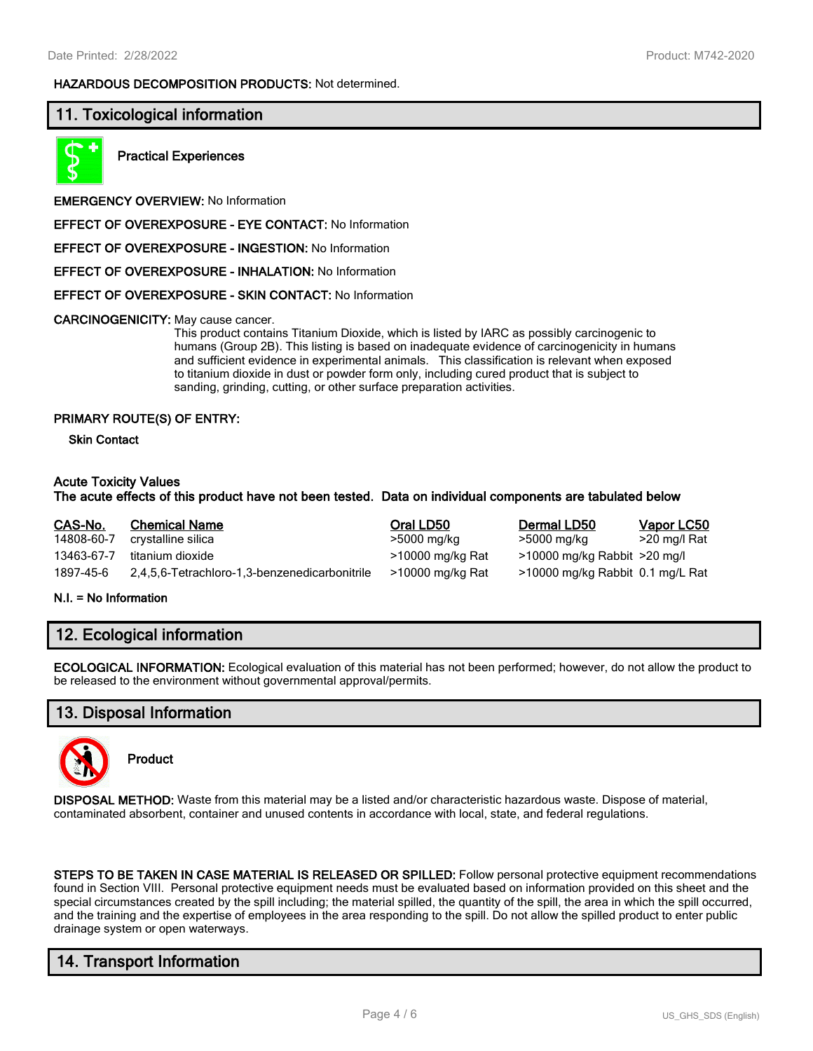**HAZARDOUS DECOMPOSITION PRODUCTS:** Not determined.

## 11. Toxicological information

**Practical Experiences**

**EMERGENCY OVERVIEW:** No Information

**EFFECT OF OVEREXPOSURE - EYE CONTACT:** No Information

**EFFECT OF OVEREXPOSURE - INGESTION:** No Information

**EFFECT OF OVEREXPOSURE - INHALATION:** No Information

**EFFECT OF OVEREXPOSURE - SKIN CONTACT:** No Information

**CARCINOGENICITY:** May cause cancer.

This product contains Titanium Dioxide, which is listed by IARC as possibly carcinogenic to humans (Group 2B). This listing is based on inadequate evidence of carcinogenicity in humans and sufficient evidence in experimental animals. This classification is relevant when exposed to titanium dioxide in dust or powder form only, including cured product that is subject to sanding, grinding, cutting, or other surface preparation activities.

**PRIMARY ROUTE(S) OF ENTRY:**

**Skin Contact**

**Acute Toxicity Values**

**The acute effects of this product have not been tested. Data on individual components are tabulated below**

| CAS-No. | Chemical Name | Oral LD50 | Dermal LD50 | Vapor LC50 |
|---|---|---|---|---|
| 14808-60-7 | crystalline silica | >5000 mg/kg | >5000 mg/kg | >20 mg/l Rat |
| 13463-67-7 | titanium dioxide | >10000 mg/kg Rat | >10000 mg/kg Rabbit | >20 mg/l |
| 1897-45-6 | 2,4,5,6-Tetrachloro-1,3-benzenedicarbonitrile | >10000 mg/kg Rat | >10000 mg/kg Rabbit | 0.1 mg/L Rat |

**N.I. = No Information**

## 12. Ecological information

**ECOLOGICAL INFORMATION:** Ecological evaluation of this material has not been performed; however, do not allow the product to be released to the environment without governmental approval/permits.

## 13. Disposal Information

**Product**

**DISPOSAL METHOD:** Waste from this material may be a listed and/or characteristic hazardous waste. Dispose of material, contaminated absorbent, container and unused contents in accordance with local, state, and federal regulations.

**STEPS TO BE TAKEN IN CASE MATERIAL IS RELEASED OR SPILLED:** Follow personal protective equipment recommendations found in Section VIII. Personal protective equipment needs must be evaluated based on information provided on this sheet and the special circumstances created by the spill including; the material spilled, the quantity of the spill, the area in which the spill occurred, and the training and the expertise of employees in the area responding to the spill. Do not allow the spilled product to enter public drainage system or open waterways.

## 14. Transport Information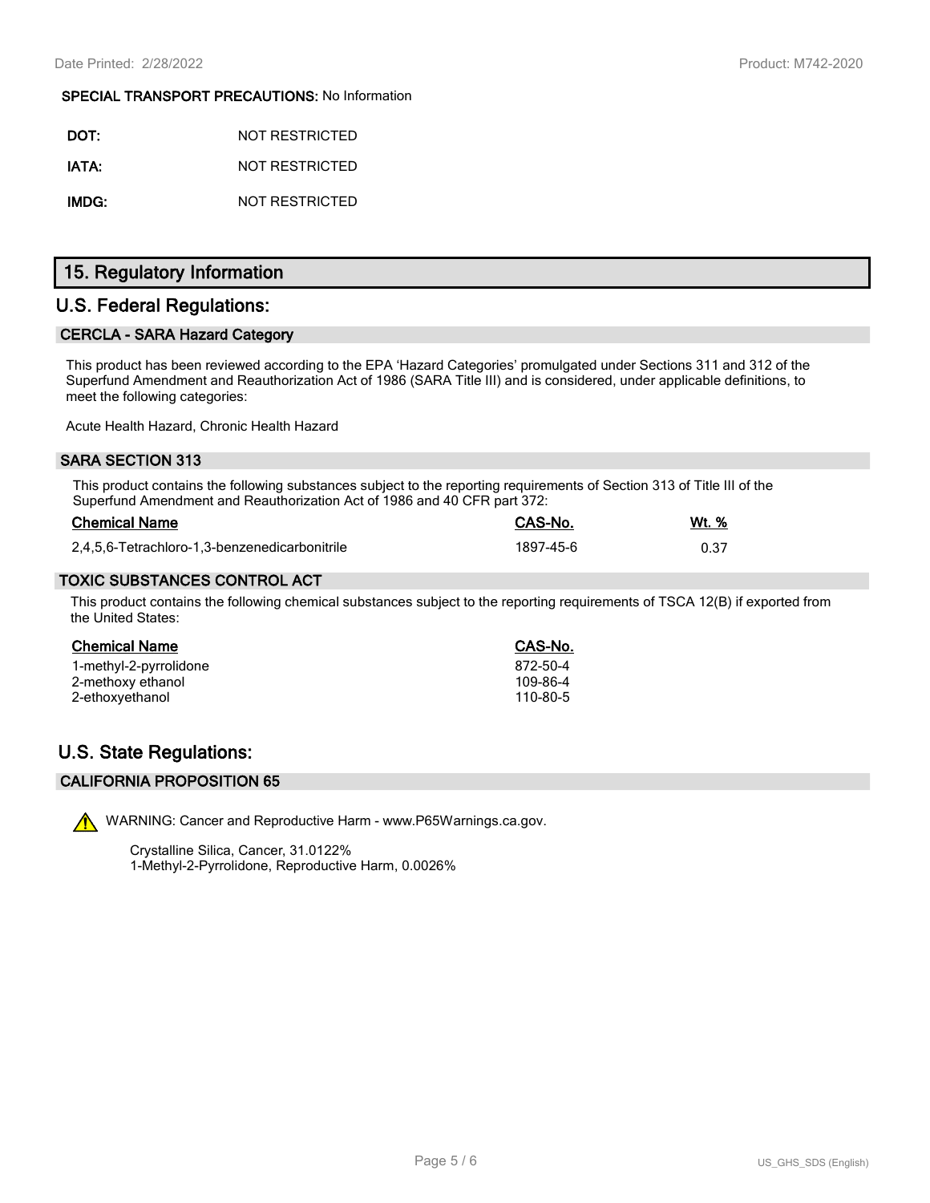**SPECIAL TRANSPORT PRECAUTIONS:** No Information

**DOT:** NOT RESTRICTED

**IATA:** NOT RESTRICTED

**IMDG:** NOT RESTRICTED

# 15. Regulatory Information

## U.S. Federal Regulations:

### CERCLA - SARA Hazard Category

This product has been reviewed according to the EPA 'Hazard Categories' promulgated under Sections 311 and 312 of the Superfund Amendment and Reauthorization Act of 1986 (SARA Title III) and is considered, under applicable definitions, to meet the following categories:

Acute Health Hazard, Chronic Health Hazard

### SARA SECTION 313

This product contains the following substances subject to the reporting requirements of Section 313 of Title III of the Superfund Amendment and Reauthorization Act of 1986 and 40 CFR part 372:

| Chemical Name | CAS-No. | Wt. % |
|---|---|---|
| 2,4,5,6-Tetrachloro-1,3-benzenedicarbonitrile | 1897-45-6 | 0.37 |

### TOXIC SUBSTANCES CONTROL ACT

This product contains the following chemical substances subject to the reporting requirements of TSCA 12(B) if exported from the United States:

| Chemical Name | CAS-No. |
|---|---|
| 1-methyl-2-pyrrolidone | 872-50-4 |
| 2-methoxy ethanol | 109-86-4 |
| 2-ethoxyethanol | 110-80-5 |

## U.S. State Regulations:

### CALIFORNIA PROPOSITION 65

WARNING: Cancer and Reproductive Harm - www.P65Warnings.ca.gov.

Crystalline Silica, Cancer, 31.0122%
1-Methyl-2-Pyrrolidone, Reproductive Harm, 0.0026%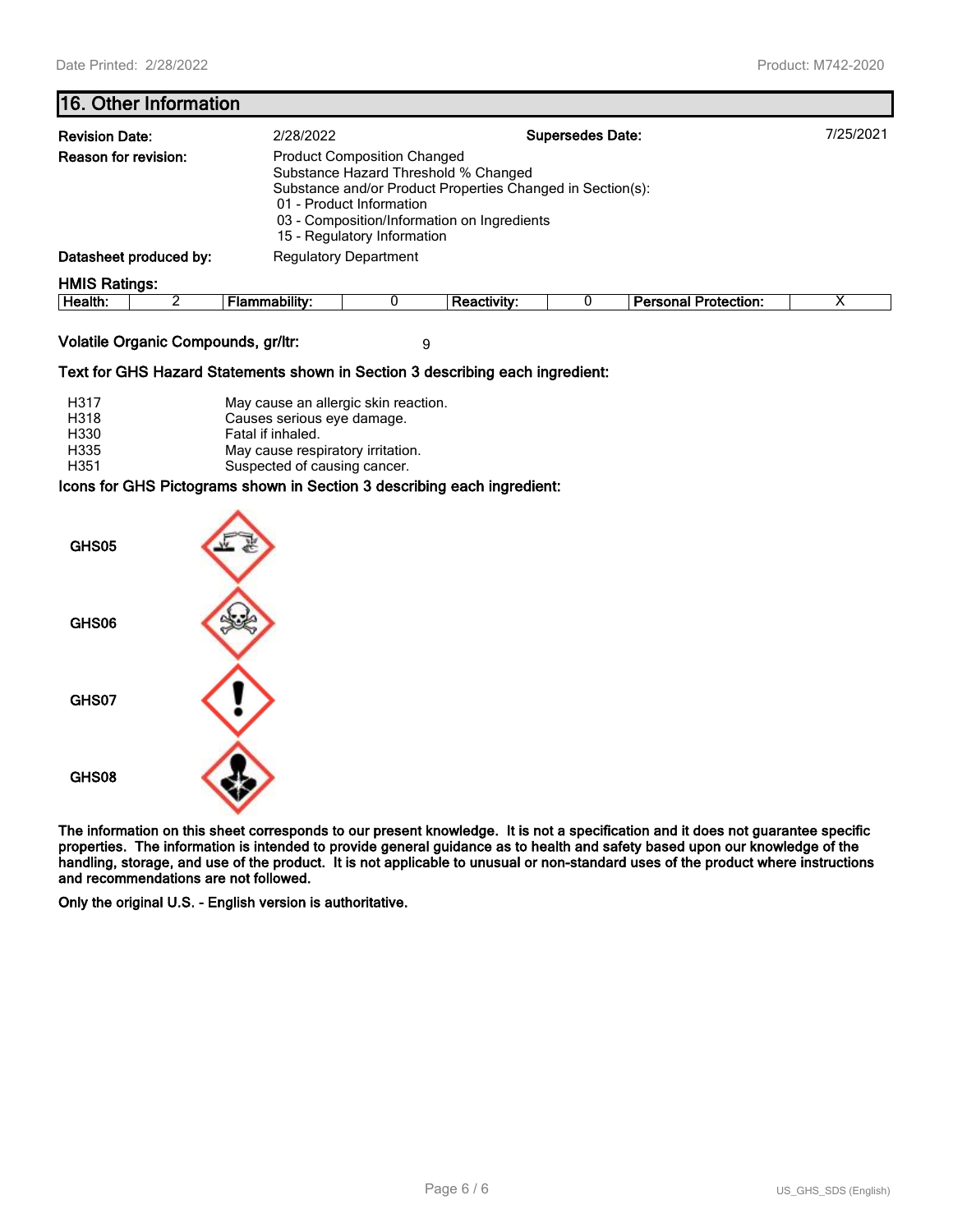## 16. Other Information

| | | | |
|---|---|---|---|
| **Revision Date:** | 2/28/2022 | **Supersedes Date:** | 7/25/2021 |
| **Reason for revision:** | Product Composition Changed<br>Substance Hazard Threshold % Changed<br>Substance and/or Product Properties Changed in Section(s):<br>01 - Product Information<br>03 - Composition/Information on Ingredients<br>15 - Regulatory Information | | |
| **Datasheet produced by:** | Regulatory Department | | |

**HMIS Ratings:**

| Health: | 2 | Flammability: | 0 | Reactivity: | 0 | Personal Protection: | X |
|---|---|---|---|---|---|---|---|

**Volatile Organic Compounds, gr/ltr:** 9

**Text for GHS Hazard Statements shown in Section 3 describing each ingredient:**

| | |
|---|---|
| H317 | May cause an allergic skin reaction. |
| H318 | Causes serious eye damage. |
| H330 | Fatal if inhaled. |
| H335 | May cause respiratory irritation. |
| H351 | Suspected of causing cancer. |

**Icons for GHS Pictograms shown in Section 3 describing each ingredient:**

GHS05

GHS06

GHS07

GHS08

**The information on this sheet corresponds to our present knowledge. It is not a specification and it does not guarantee specific properties. The information is intended to provide general guidance as to health and safety based upon our knowledge of the handling, storage, and use of the product. It is not applicable to unusual or non-standard uses of the product where instructions and recommendations are not followed.**

**Only the original U.S. - English version is authoritative.**